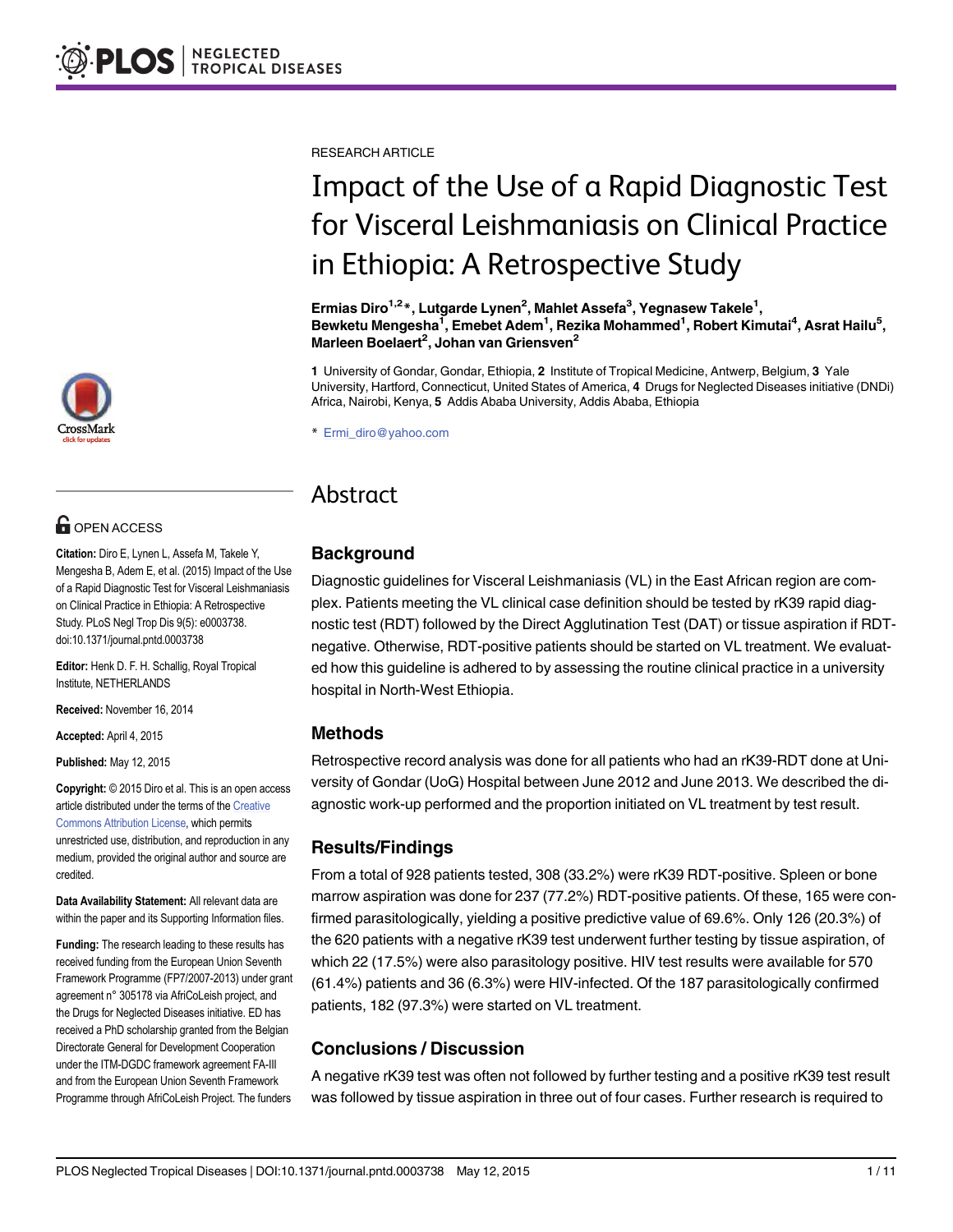RESEARCH ARTICLE

# Impact of the Use of a Rapid Diagnostic Test for Visceral Leishmaniasis on Clinical Practice in Ethiopia: A Retrospective Study

**Ermias Diro[1,2]\*, Lutgarde Lynen[2], Mahlet Assefa[3], Yegnasew Takele[1], Bewketu Mengesha[1], Emebet Adem[1], Rezika Mohammed[1], Robert Kimutai[4], Asrat Hailu[5], Marleen Boelaert[2], Johan van Griensven[2]**

**1** University of Gondar, Gondar, Ethiopia, **2** Institute of Tropical Medicine, Antwerp, Belgium, **3** Yale University, Hartford, Connecticut, United States of America, **4** Drugs for Neglected Diseases initiative (DNDi) Africa, Nairobi, Kenya, **5** Addis Ababa University, Addis Ababa, Ethiopia

\* Ermi_diro@yahoo.com

OPEN ACCESS

**Citation:** Diro E, Lynen L, Assefa M, Takele Y, Mengesha B, Adem E, et al. (2015) Impact of the Use of a Rapid Diagnostic Test for Visceral Leishmaniasis on Clinical Practice in Ethiopia: A Retrospective Study. PLoS Negl Trop Dis 9(5): e0003738. doi:10.1371/journal.pntd.0003738

**Editor:** Henk D. F. H. Schallig, Royal Tropical Institute, NETHERLANDS

**Received:** November 16, 2014

**Accepted:** April 4, 2015

**Published:** May 12, 2015

**Copyright:** © 2015 Diro et al. This is an open access article distributed under the terms of the Creative Commons Attribution License, which permits unrestricted use, distribution, and reproduction in any medium, provided the original author and source are credited.

**Data Availability Statement:** All relevant data are within the paper and its Supporting Information files.

**Funding:** The research leading to these results has received funding from the European Union Seventh Framework Programme (FP7/2007-2013) under grant agreement n° 305178 via AfriCoLeish project, and the Drugs for Neglected Diseases initiative. ED has received a PhD scholarship granted from the Belgian Directorate General for Development Cooperation under the ITM-DGDC framework agreement FA-III and from the European Union Seventh Framework Programme through AfriCoLeish Project. The funders

## Abstract

### Background

Diagnostic guidelines for Visceral Leishmaniasis (VL) in the East African region are complex. Patients meeting the VL clinical case definition should be tested by rK39 rapid diagnostic test (RDT) followed by the Direct Agglutination Test (DAT) or tissue aspiration if RDT-negative. Otherwise, RDT-positive patients should be started on VL treatment. We evaluated how this guideline is adhered to by assessing the routine clinical practice in a university hospital in North-West Ethiopia.

### Methods

Retrospective record analysis was done for all patients who had an rK39-RDT done at University of Gondar (UoG) Hospital between June 2012 and June 2013. We described the diagnostic work-up performed and the proportion initiated on VL treatment by test result.

### Results/Findings

From a total of 928 patients tested, 308 (33.2%) were rK39 RDT-positive. Spleen or bone marrow aspiration was done for 237 (77.2%) RDT-positive patients. Of these, 165 were confirmed parasitologically, yielding a positive predictive value of 69.6%. Only 126 (20.3%) of the 620 patients with a negative rK39 test underwent further testing by tissue aspiration, of which 22 (17.5%) were also parasitology positive. HIV test results were available for 570 (61.4%) patients and 36 (6.3%) were HIV-infected. Of the 187 parasitologically confirmed patients, 182 (97.3%) were started on VL treatment.

### Conclusions / Discussion

A negative rK39 test was often not followed by further testing and a positive rK39 test result was followed by tissue aspiration in three out of four cases. Further research is required to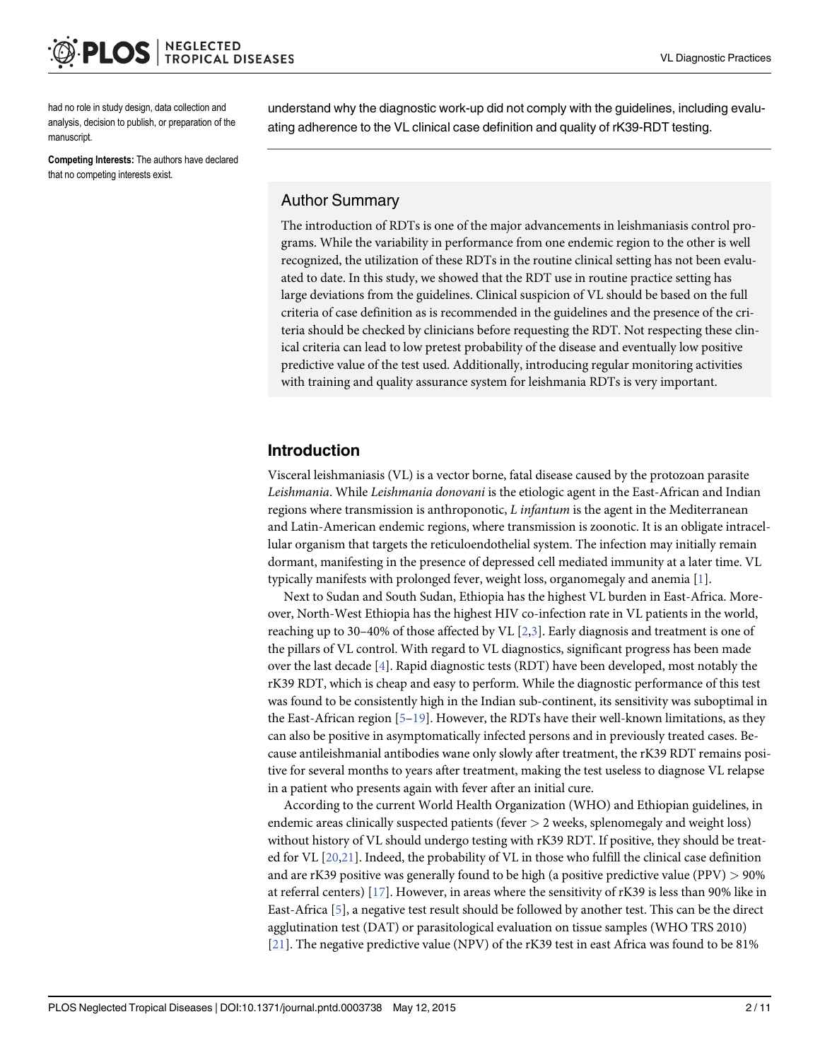had no role in study design, data collection and analysis, decision to publish, or preparation of the manuscript.

**Competing Interests:** The authors have declared that no competing interests exist.

understand why the diagnostic work-up did not comply with the guidelines, including evaluating adherence to the VL clinical case definition and quality of rK39-RDT testing.

## Author Summary

The introduction of RDTs is one of the major advancements in leishmaniasis control programs. While the variability in performance from one endemic region to the other is well recognized, the utilization of these RDTs in the routine clinical setting has not been evaluated to date. In this study, we showed that the RDT use in routine practice setting has large deviations from the guidelines. Clinical suspicion of VL should be based on the full criteria of case definition as is recommended in the guidelines and the presence of the criteria should be checked by clinicians before requesting the RDT. Not respecting these clinical criteria can lead to low pretest probability of the disease and eventually low positive predictive value of the test used. Additionally, introducing regular monitoring activities with training and quality assurance system for leishmania RDTs is very important.

## Introduction

Visceral leishmaniasis (VL) is a vector borne, fatal disease caused by the protozoan parasite *Leishmania*. While *Leishmania donovani* is the etiologic agent in the East-African and Indian regions where transmission is anthroponotic, *L infantum* is the agent in the Mediterranean and Latin-American endemic regions, where transmission is zoonotic. It is an obligate intracellular organism that targets the reticuloendothelial system. The infection may initially remain dormant, manifesting in the presence of depressed cell mediated immunity at a later time. VL typically manifests with prolonged fever, weight loss, organomegaly and anemia [1].

Next to Sudan and South Sudan, Ethiopia has the highest VL burden in East-Africa. Moreover, North-West Ethiopia has the highest HIV co-infection rate in VL patients in the world, reaching up to 30–40% of those affected by VL [2,3]. Early diagnosis and treatment is one of the pillars of VL control. With regard to VL diagnostics, significant progress has been made over the last decade [4]. Rapid diagnostic tests (RDT) have been developed, most notably the rK39 RDT, which is cheap and easy to perform. While the diagnostic performance of this test was found to be consistently high in the Indian sub-continent, its sensitivity was suboptimal in the East-African region [5–19]. However, the RDTs have their well-known limitations, as they can also be positive in asymptomatically infected persons and in previously treated cases. Because antileishmanial antibodies wane only slowly after treatment, the rK39 RDT remains positive for several months to years after treatment, making the test useless to diagnose VL relapse in a patient who presents again with fever after an initial cure.

According to the current World Health Organization (WHO) and Ethiopian guidelines, in endemic areas clinically suspected patients (fever > 2 weeks, splenomegaly and weight loss) without history of VL should undergo testing with rK39 RDT. If positive, they should be treated for VL [20,21]. Indeed, the probability of VL in those who fulfill the clinical case definition and are rK39 positive was generally found to be high (a positive predictive value (PPV) > 90% at referral centers) [17]. However, in areas where the sensitivity of rK39 is less than 90% like in East-Africa [5], a negative test result should be followed by another test. This can be the direct agglutination test (DAT) or parasitological evaluation on tissue samples (WHO TRS 2010) [21]. The negative predictive value (NPV) of the rK39 test in east Africa was found to be 81%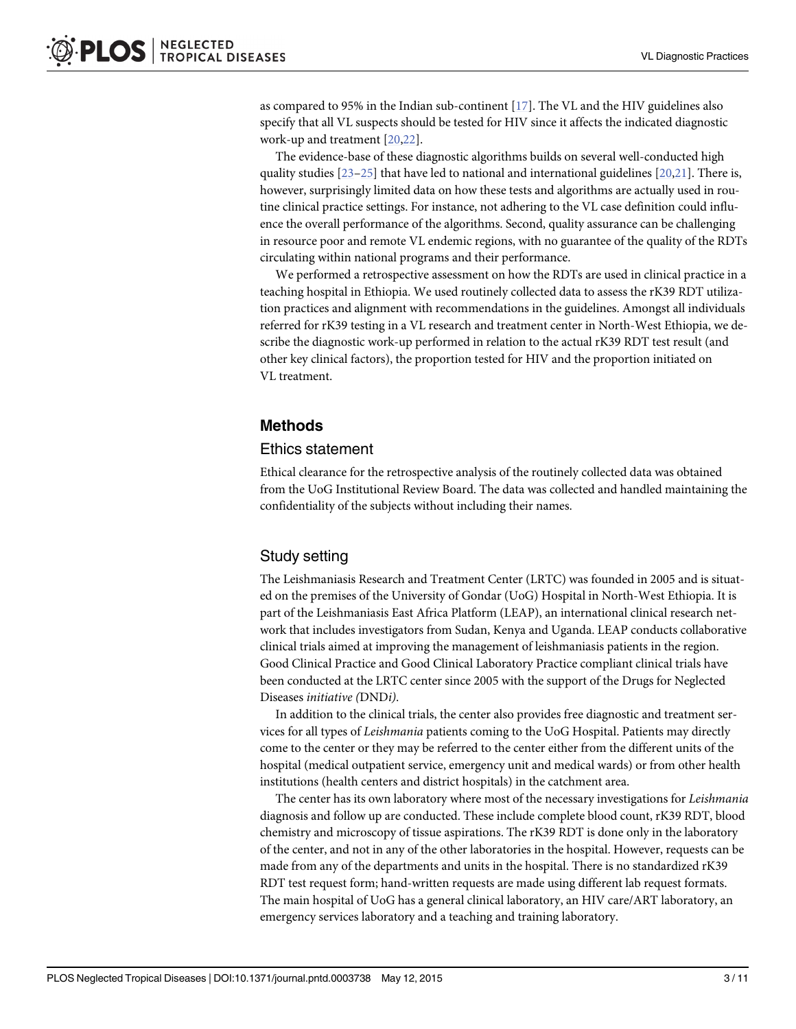as compared to 95% in the Indian sub-continent [17]. The VL and the HIV guidelines also specify that all VL suspects should be tested for HIV since it affects the indicated diagnostic work-up and treatment [20,22].

The evidence-base of these diagnostic algorithms builds on several well-conducted high quality studies [23–25] that have led to national and international guidelines [20,21]. There is, however, surprisingly limited data on how these tests and algorithms are actually used in routine clinical practice settings. For instance, not adhering to the VL case definition could influence the overall performance of the algorithms. Second, quality assurance can be challenging in resource poor and remote VL endemic regions, with no guarantee of the quality of the RDTs circulating within national programs and their performance.

We performed a retrospective assessment on how the RDTs are used in clinical practice in a teaching hospital in Ethiopia. We used routinely collected data to assess the rK39 RDT utilization practices and alignment with recommendations in the guidelines. Amongst all individuals referred for rK39 testing in a VL research and treatment center in North-West Ethiopia, we describe the diagnostic work-up performed in relation to the actual rK39 RDT test result (and other key clinical factors), the proportion tested for HIV and the proportion initiated on VL treatment.

## Methods

### Ethics statement

Ethical clearance for the retrospective analysis of the routinely collected data was obtained from the UoG Institutional Review Board. The data was collected and handled maintaining the confidentiality of the subjects without including their names.

### Study setting

The Leishmaniasis Research and Treatment Center (LRTC) was founded in 2005 and is situated on the premises of the University of Gondar (UoG) Hospital in North-West Ethiopia. It is part of the Leishmaniasis East Africa Platform (LEAP), an international clinical research network that includes investigators from Sudan, Kenya and Uganda. LEAP conducts collaborative clinical trials aimed at improving the management of leishmaniasis patients in the region. Good Clinical Practice and Good Clinical Laboratory Practice compliant clinical trials have been conducted at the LRTC center since 2005 with the support of the Drugs for Neglected Diseases *initiative (*DND*i)*.

In addition to the clinical trials, the center also provides free diagnostic and treatment services for all types of *Leishmania* patients coming to the UoG Hospital. Patients may directly come to the center or they may be referred to the center either from the different units of the hospital (medical outpatient service, emergency unit and medical wards) or from other health institutions (health centers and district hospitals) in the catchment area.

The center has its own laboratory where most of the necessary investigations for *Leishmania* diagnosis and follow up are conducted. These include complete blood count, rK39 RDT, blood chemistry and microscopy of tissue aspirations. The rK39 RDT is done only in the laboratory of the center, and not in any of the other laboratories in the hospital. However, requests can be made from any of the departments and units in the hospital. There is no standardized rK39 RDT test request form; hand-written requests are made using different lab request formats. The main hospital of UoG has a general clinical laboratory, an HIV care/ART laboratory, an emergency services laboratory and a teaching and training laboratory.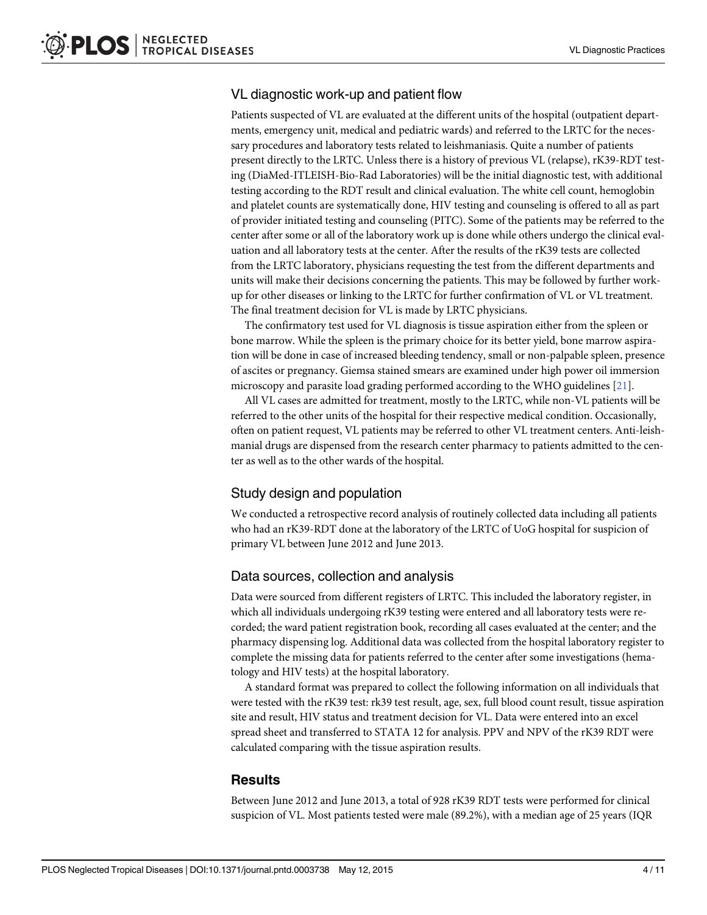### VL diagnostic work-up and patient flow

Patients suspected of VL are evaluated at the different units of the hospital (outpatient departments, emergency unit, medical and pediatric wards) and referred to the LRTC for the necessary procedures and laboratory tests related to leishmaniasis. Quite a number of patients present directly to the LRTC. Unless there is a history of previous VL (relapse), rK39-RDT testing (DiaMed-ITLEISH-Bio-Rad Laboratories) will be the initial diagnostic test, with additional testing according to the RDT result and clinical evaluation. The white cell count, hemoglobin and platelet counts are systematically done, HIV testing and counseling is offered to all as part of provider initiated testing and counseling (PITC). Some of the patients may be referred to the center after some or all of the laboratory work up is done while others undergo the clinical evaluation and all laboratory tests at the center. After the results of the rK39 tests are collected from the LRTC laboratory, physicians requesting the test from the different departments and units will make their decisions concerning the patients. This may be followed by further work-up for other diseases or linking to the LRTC for further confirmation of VL or VL treatment. The final treatment decision for VL is made by LRTC physicians.

The confirmatory test used for VL diagnosis is tissue aspiration either from the spleen or bone marrow. While the spleen is the primary choice for its better yield, bone marrow aspiration will be done in case of increased bleeding tendency, small or non-palpable spleen, presence of ascites or pregnancy. Giemsa stained smears are examined under high power oil immersion microscopy and parasite load grading performed according to the WHO guidelines [21].

All VL cases are admitted for treatment, mostly to the LRTC, while non-VL patients will be referred to the other units of the hospital for their respective medical condition. Occasionally, often on patient request, VL patients may be referred to other VL treatment centers. Anti-leishmanial drugs are dispensed from the research center pharmacy to patients admitted to the center as well as to the other wards of the hospital.

### Study design and population

We conducted a retrospective record analysis of routinely collected data including all patients who had an rK39-RDT done at the laboratory of the LRTC of UoG hospital for suspicion of primary VL between June 2012 and June 2013.

### Data sources, collection and analysis

Data were sourced from different registers of LRTC. This included the laboratory register, in which all individuals undergoing rK39 testing were entered and all laboratory tests were recorded; the ward patient registration book, recording all cases evaluated at the center; and the pharmacy dispensing log. Additional data was collected from the hospital laboratory register to complete the missing data for patients referred to the center after some investigations (hematology and HIV tests) at the hospital laboratory.

A standard format was prepared to collect the following information on all individuals that were tested with the rK39 test: rk39 test result, age, sex, full blood count result, tissue aspiration site and result, HIV status and treatment decision for VL. Data were entered into an excel spread sheet and transferred to STATA 12 for analysis. PPV and NPV of the rK39 RDT were calculated comparing with the tissue aspiration results.

## Results

Between June 2012 and June 2013, a total of 928 rK39 RDT tests were performed for clinical suspicion of VL. Most patients tested were male (89.2%), with a median age of 25 years (IQR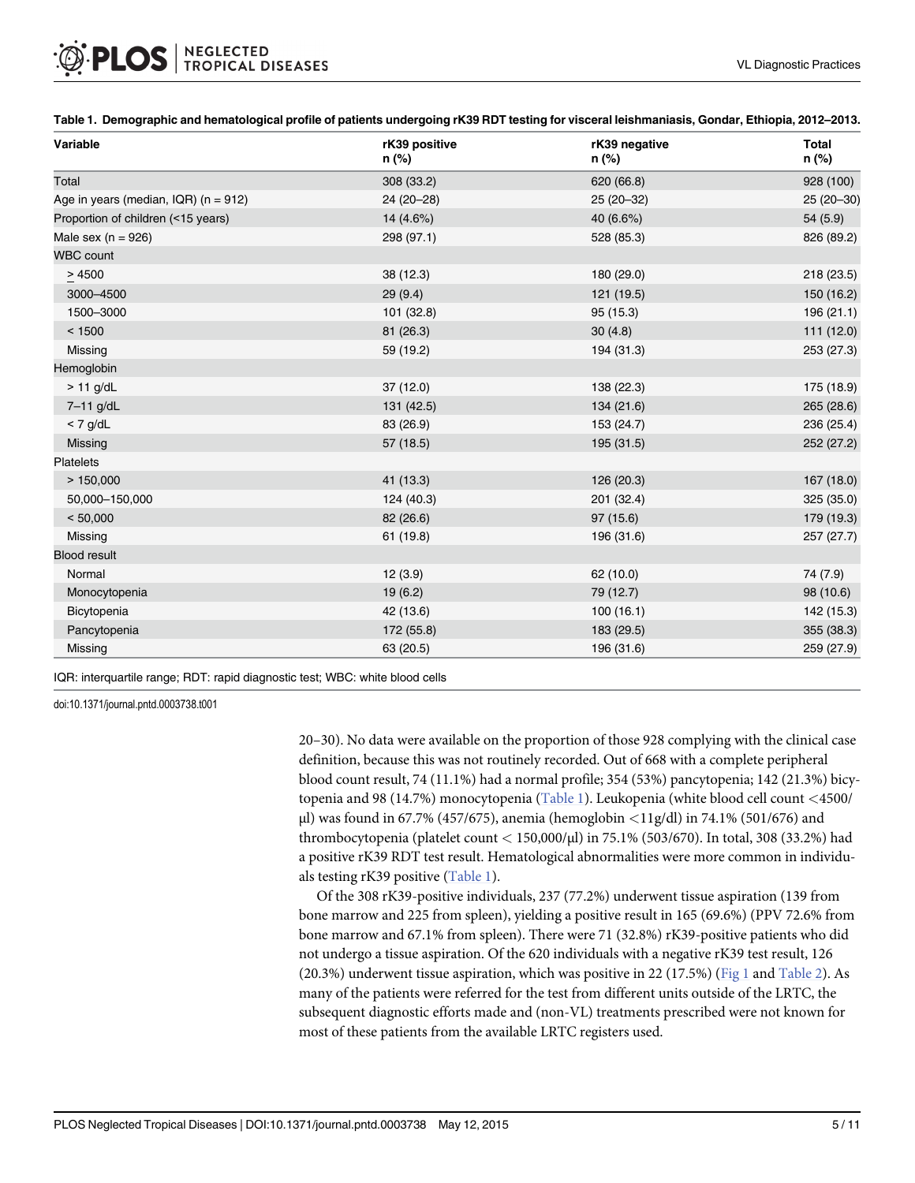**Table 1. Demographic and hematological profile of patients undergoing rK39 RDT testing for visceral leishmaniasis, Gondar, Ethiopia, 2012–2013.**

| Variable | rK39 positive n (%) | rK39 negative n (%) | Total n (%) |
|---|---|---|---|
| Total | 308 (33.2) | 620 (66.8) | 928 (100) |
| Age in years (median, IQR) (n = 912) | 24 (20–28) | 25 (20–32) | 25 (20–30) |
| Proportion of children (<15 years) | 14 (4.6%) | 40 (6.6%) | 54 (5.9) |
| Male sex (n = 926) | 298 (97.1) | 528 (85.3) | 826 (89.2) |
| WBC count | | | |
| ≥ 4500 | 38 (12.3) | 180 (29.0) | 218 (23.5) |
| 3000–4500 | 29 (9.4) | 121 (19.5) | 150 (16.2) |
| 1500–3000 | 101 (32.8) | 95 (15.3) | 196 (21.1) |
| < 1500 | 81 (26.3) | 30 (4.8) | 111 (12.0) |
| Missing | 59 (19.2) | 194 (31.3) | 253 (27.3) |
| Hemoglobin | | | |
| > 11 g/dL | 37 (12.0) | 138 (22.3) | 175 (18.9) |
| 7–11 g/dL | 131 (42.5) | 134 (21.6) | 265 (28.6) |
| < 7 g/dL | 83 (26.9) | 153 (24.7) | 236 (25.4) |
| Missing | 57 (18.5) | 195 (31.5) | 252 (27.2) |
| Platelets | | | |
| > 150,000 | 41 (13.3) | 126 (20.3) | 167 (18.0) |
| 50,000–150,000 | 124 (40.3) | 201 (32.4) | 325 (35.0) |
| < 50,000 | 82 (26.6) | 97 (15.6) | 179 (19.3) |
| Missing | 61 (19.8) | 196 (31.6) | 257 (27.7) |
| Blood result | | | |
| Normal | 12 (3.9) | 62 (10.0) | 74 (7.9) |
| Monocytopenia | 19 (6.2) | 79 (12.7) | 98 (10.6) |
| Bicytopenia | 42 (13.6) | 100 (16.1) | 142 (15.3) |
| Pancytopenia | 172 (55.8) | 183 (29.5) | 355 (38.3) |
| Missing | 63 (20.5) | 196 (31.6) | 259 (27.9) |

IQR: interquartile range; RDT: rapid diagnostic test; WBC: white blood cells

doi:10.1371/journal.pntd.0003738.t001

20–30). No data were available on the proportion of those 928 complying with the clinical case definition, because this was not routinely recorded. Out of 668 with a complete peripheral blood count result, 74 (11.1%) had a normal profile; 354 (53%) pancytopenia; 142 (21.3%) bicytopenia and 98 (14.7%) monocytopenia (Table 1). Leukopenia (white blood cell count <4500/µl) was found in 67.7% (457/675), anemia (hemoglobin <11g/dl) in 74.1% (501/676) and thrombocytopenia (platelet count < 150,000/µl) in 75.1% (503/670). In total, 308 (33.2%) had a positive rK39 RDT test result. Hematological abnormalities were more common in individuals testing rK39 positive (Table 1).

Of the 308 rK39-positive individuals, 237 (77.2%) underwent tissue aspiration (139 from bone marrow and 225 from spleen), yielding a positive result in 165 (69.6%) (PPV 72.6% from bone marrow and 67.1% from spleen). There were 71 (32.8%) rK39-positive patients who did not undergo a tissue aspiration. Of the 620 individuals with a negative rK39 test result, 126 (20.3%) underwent tissue aspiration, which was positive in 22 (17.5%) (Fig 1 and Table 2). As many of the patients were referred for the test from different units outside of the LRTC, the subsequent diagnostic efforts made and (non-VL) treatments prescribed were not known for most of these patients from the available LRTC registers used.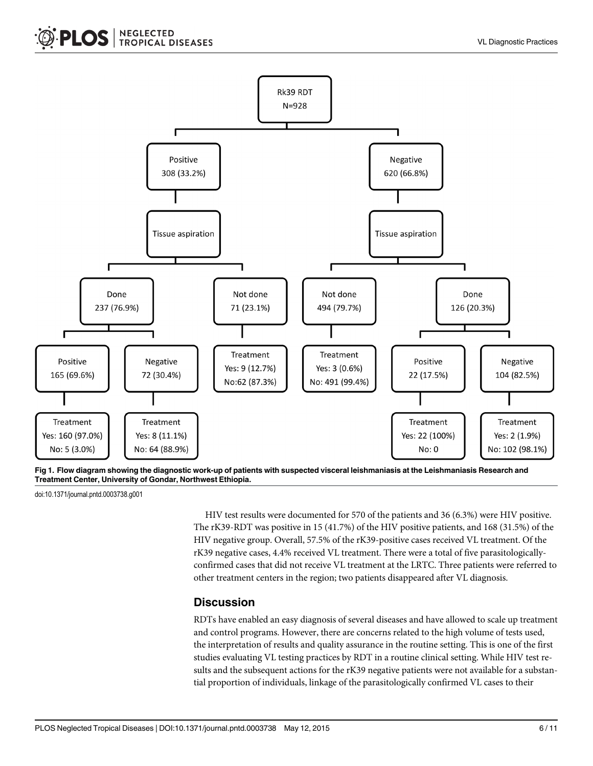Rk39 RDT
N=928

Positive 308 (33.2%) → Tissue aspiration
- Done 237 (76.9%)
  - Positive 165 (69.6%) → Treatment Yes: 160 (97.0%) No: 5 (3.0%)
  - Negative 72 (30.4%) → Treatment Yes: 8 (11.1%) No: 64 (88.9%)
- Not done 71 (23.1%) → Treatment Yes: 9 (12.7%) No:62 (87.3%)

Negative 620 (66.8%) → Tissue aspiration
- Not done 494 (79.7%) → Treatment Yes: 3 (0.6%) No: 491 (99.4%)
- Done 126 (20.3%)
  - Positive 22 (17.5%) → Treatment Yes: 22 (100%) No: 0
  - Negative 104 (82.5%) → Treatment Yes: 2 (1.9%) No: 102 (98.1%)

**Fig 1. Flow diagram showing the diagnostic work-up of patients with suspected visceral leishmaniasis at the Leishmaniasis Research and Treatment Center, University of Gondar, Northwest Ethiopia.**

doi:10.1371/journal.pntd.0003738.g001

HIV test results were documented for 570 of the patients and 36 (6.3%) were HIV positive. The rK39-RDT was positive in 15 (41.7%) of the HIV positive patients, and 168 (31.5%) of the HIV negative group. Overall, 57.5% of the rK39-positive cases received VL treatment. Of the rK39 negative cases, 4.4% received VL treatment. There were a total of five parasitologically-confirmed cases that did not receive VL treatment at the LRTC. Three patients were referred to other treatment centers in the region; two patients disappeared after VL diagnosis.

## Discussion

RDTs have enabled an easy diagnosis of several diseases and have allowed to scale up treatment and control programs. However, there are concerns related to the high volume of tests used, the interpretation of results and quality assurance in the routine setting. This is one of the first studies evaluating VL testing practices by RDT in a routine clinical setting. While HIV test results and the subsequent actions for the rK39 negative patients were not available for a substantial proportion of individuals, linkage of the parasitologically confirmed VL cases to their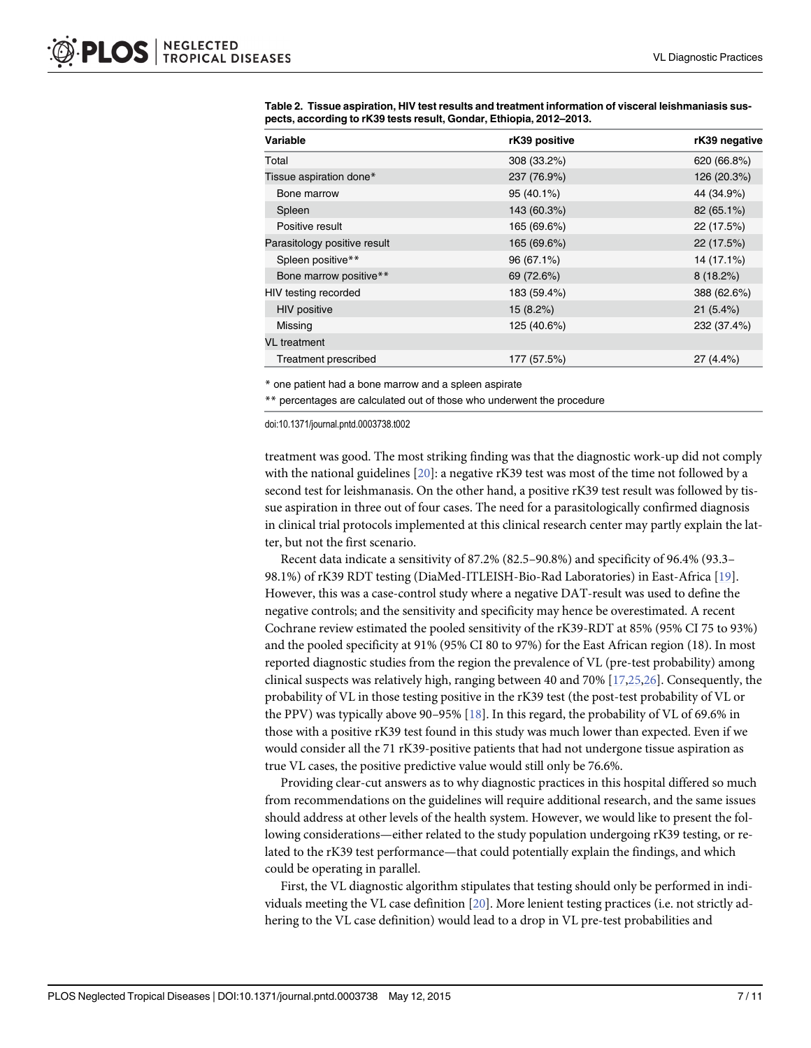**Table 2. Tissue aspiration, HIV test results and treatment information of visceral leishmaniasis suspects, according to rK39 tests result, Gondar, Ethiopia, 2012–2013.**

| Variable | rK39 positive | rK39 negative |
| --- | --- | --- |
| Total | 308 (33.2%) | 620 (66.8%) |
| Tissue aspiration done* | 237 (76.9%) | 126 (20.3%) |
| Bone marrow | 95 (40.1%) | 44 (34.9%) |
| Spleen | 143 (60.3%) | 82 (65.1%) |
| Positive result | 165 (69.6%) | 22 (17.5%) |
| Parasitology positive result | 165 (69.6%) | 22 (17.5%) |
| Spleen positive** | 96 (67.1%) | 14 (17.1%) |
| Bone marrow positive** | 69 (72.6%) | 8 (18.2%) |
| HIV testing recorded | 183 (59.4%) | 388 (62.6%) |
| HIV positive | 15 (8.2%) | 21 (5.4%) |
| Missing | 125 (40.6%) | 232 (37.4%) |
| VL treatment | | |
| Treatment prescribed | 177 (57.5%) | 27 (4.4%) |

\* one patient had a bone marrow and a spleen aspirate

\*\* percentages are calculated out of those who underwent the procedure

doi:10.1371/journal.pntd.0003738.t002

treatment was good. The most striking finding was that the diagnostic work-up did not comply with the national guidelines [20]: a negative rK39 test was most of the time not followed by a second test for leishmanasis. On the other hand, a positive rK39 test result was followed by tissue aspiration in three out of four cases. The need for a parasitologically confirmed diagnosis in clinical trial protocols implemented at this clinical research center may partly explain the latter, but not the first scenario.

Recent data indicate a sensitivity of 87.2% (82.5–90.8%) and specificity of 96.4% (93.3–98.1%) of rK39 RDT testing (DiaMed-ITLEISH-Bio-Rad Laboratories) in East-Africa [19]. However, this was a case-control study where a negative DAT-result was used to define the negative controls; and the sensitivity and specificity may hence be overestimated. A recent Cochrane review estimated the pooled sensitivity of the rK39-RDT at 85% (95% CI 75 to 93%) and the pooled specificity at 91% (95% CI 80 to 97%) for the East African region (18). In most reported diagnostic studies from the region the prevalence of VL (pre-test probability) among clinical suspects was relatively high, ranging between 40 and 70% [17,25,26]. Consequently, the probability of VL in those testing positive in the rK39 test (the post-test probability of VL or the PPV) was typically above 90–95% [18]. In this regard, the probability of VL of 69.6% in those with a positive rK39 test found in this study was much lower than expected. Even if we would consider all the 71 rK39-positive patients that had not undergone tissue aspiration as true VL cases, the positive predictive value would still only be 76.6%.

Providing clear-cut answers as to why diagnostic practices in this hospital differed so much from recommendations on the guidelines will require additional research, and the same issues should address at other levels of the health system. However, we would like to present the following considerations—either related to the study population undergoing rK39 testing, or related to the rK39 test performance—that could potentially explain the findings, and which could be operating in parallel.

First, the VL diagnostic algorithm stipulates that testing should only be performed in individuals meeting the VL case definition [20]. More lenient testing practices (i.e. not strictly adhering to the VL case definition) would lead to a drop in VL pre-test probabilities and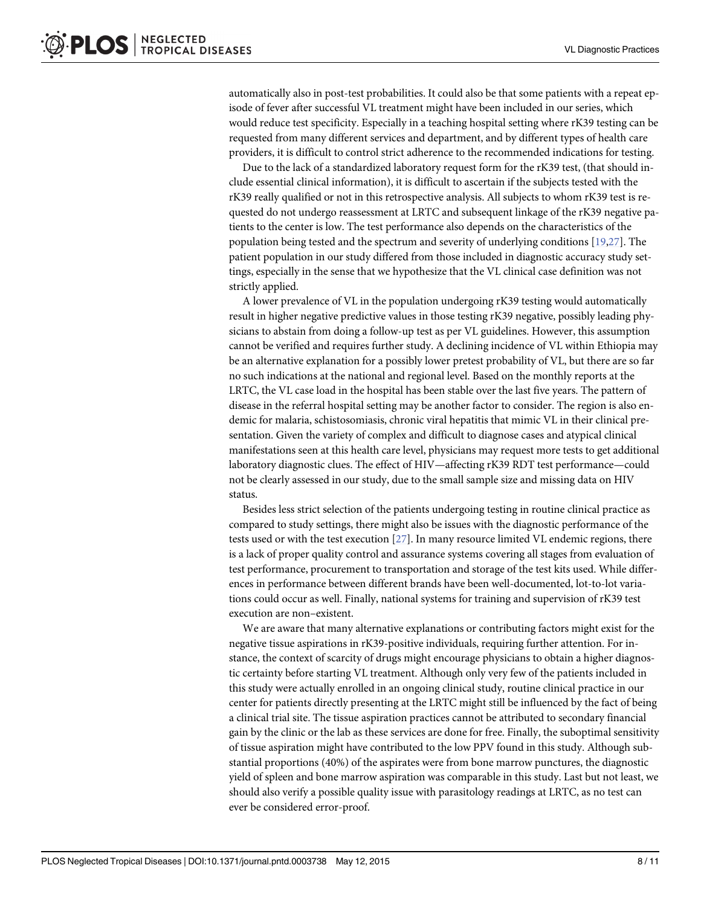automatically also in post-test probabilities. It could also be that some patients with a repeat episode of fever after successful VL treatment might have been included in our series, which would reduce test specificity. Especially in a teaching hospital setting where rK39 testing can be requested from many different services and department, and by different types of health care providers, it is difficult to control strict adherence to the recommended indications for testing.

Due to the lack of a standardized laboratory request form for the rK39 test, (that should include essential clinical information), it is difficult to ascertain if the subjects tested with the rK39 really qualified or not in this retrospective analysis. All subjects to whom rK39 test is requested do not undergo reassessment at LRTC and subsequent linkage of the rK39 negative patients to the center is low. The test performance also depends on the characteristics of the population being tested and the spectrum and severity of underlying conditions [19,27]. The patient population in our study differed from those included in diagnostic accuracy study settings, especially in the sense that we hypothesize that the VL clinical case definition was not strictly applied.

A lower prevalence of VL in the population undergoing rK39 testing would automatically result in higher negative predictive values in those testing rK39 negative, possibly leading physicians to abstain from doing a follow-up test as per VL guidelines. However, this assumption cannot be verified and requires further study. A declining incidence of VL within Ethiopia may be an alternative explanation for a possibly lower pretest probability of VL, but there are so far no such indications at the national and regional level. Based on the monthly reports at the LRTC, the VL case load in the hospital has been stable over the last five years. The pattern of disease in the referral hospital setting may be another factor to consider. The region is also endemic for malaria, schistosomiasis, chronic viral hepatitis that mimic VL in their clinical presentation. Given the variety of complex and difficult to diagnose cases and atypical clinical manifestations seen at this health care level, physicians may request more tests to get additional laboratory diagnostic clues. The effect of HIV—affecting rK39 RDT test performance—could not be clearly assessed in our study, due to the small sample size and missing data on HIV status.

Besides less strict selection of the patients undergoing testing in routine clinical practice as compared to study settings, there might also be issues with the diagnostic performance of the tests used or with the test execution [27]. In many resource limited VL endemic regions, there is a lack of proper quality control and assurance systems covering all stages from evaluation of test performance, procurement to transportation and storage of the test kits used. While differences in performance between different brands have been well-documented, lot-to-lot variations could occur as well. Finally, national systems for training and supervision of rK39 test execution are non–existent.

We are aware that many alternative explanations or contributing factors might exist for the negative tissue aspirations in rK39-positive individuals, requiring further attention. For instance, the context of scarcity of drugs might encourage physicians to obtain a higher diagnostic certainty before starting VL treatment. Although only very few of the patients included in this study were actually enrolled in an ongoing clinical study, routine clinical practice in our center for patients directly presenting at the LRTC might still be influenced by the fact of being a clinical trial site. The tissue aspiration practices cannot be attributed to secondary financial gain by the clinic or the lab as these services are done for free. Finally, the suboptimal sensitivity of tissue aspiration might have contributed to the low PPV found in this study. Although substantial proportions (40%) of the aspirates were from bone marrow punctures, the diagnostic yield of spleen and bone marrow aspiration was comparable in this study. Last but not least, we should also verify a possible quality issue with parasitology readings at LRTC, as no test can ever be considered error-proof.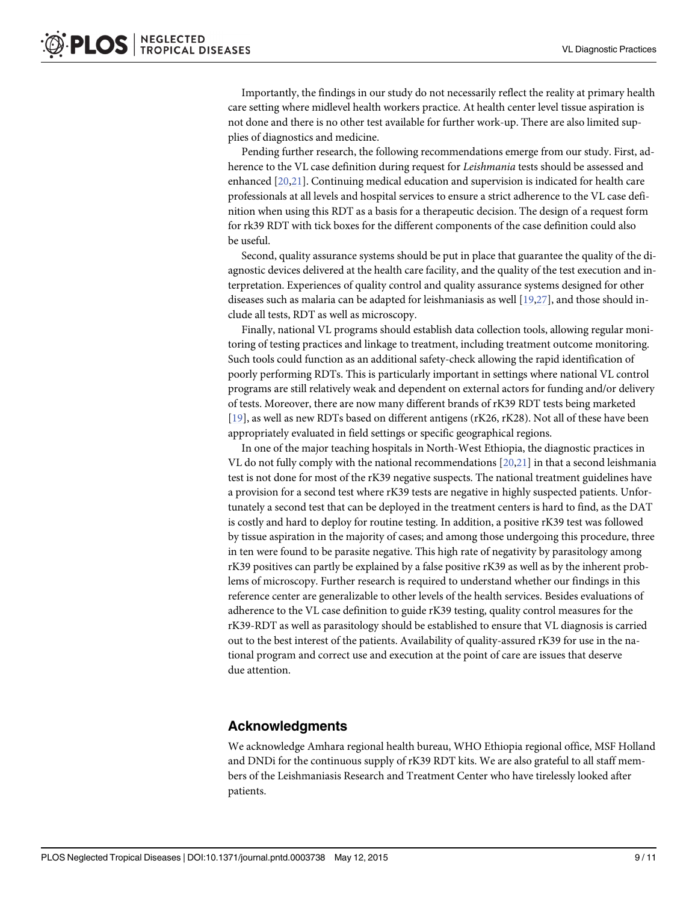Importantly, the findings in our study do not necessarily reflect the reality at primary health care setting where midlevel health workers practice. At health center level tissue aspiration is not done and there is no other test available for further work-up. There are also limited supplies of diagnostics and medicine.

Pending further research, the following recommendations emerge from our study. First, adherence to the VL case definition during request for *Leishmania* tests should be assessed and enhanced [20,21]. Continuing medical education and supervision is indicated for health care professionals at all levels and hospital services to ensure a strict adherence to the VL case definition when using this RDT as a basis for a therapeutic decision. The design of a request form for rk39 RDT with tick boxes for the different components of the case definition could also be useful.

Second, quality assurance systems should be put in place that guarantee the quality of the diagnostic devices delivered at the health care facility, and the quality of the test execution and interpretation. Experiences of quality control and quality assurance systems designed for other diseases such as malaria can be adapted for leishmaniasis as well [19,27], and those should include all tests, RDT as well as microscopy.

Finally, national VL programs should establish data collection tools, allowing regular monitoring of testing practices and linkage to treatment, including treatment outcome monitoring. Such tools could function as an additional safety-check allowing the rapid identification of poorly performing RDTs. This is particularly important in settings where national VL control programs are still relatively weak and dependent on external actors for funding and/or delivery of tests. Moreover, there are now many different brands of rK39 RDT tests being marketed [19], as well as new RDTs based on different antigens (rK26, rK28). Not all of these have been appropriately evaluated in field settings or specific geographical regions.

In one of the major teaching hospitals in North-West Ethiopia, the diagnostic practices in VL do not fully comply with the national recommendations [20,21] in that a second leishmania test is not done for most of the rK39 negative suspects. The national treatment guidelines have a provision for a second test where rK39 tests are negative in highly suspected patients. Unfortunately a second test that can be deployed in the treatment centers is hard to find, as the DAT is costly and hard to deploy for routine testing. In addition, a positive rK39 test was followed by tissue aspiration in the majority of cases; and among those undergoing this procedure, three in ten were found to be parasite negative. This high rate of negativity by parasitology among rK39 positives can partly be explained by a false positive rK39 as well as by the inherent problems of microscopy. Further research is required to understand whether our findings in this reference center are generalizable to other levels of the health services. Besides evaluations of adherence to the VL case definition to guide rK39 testing, quality control measures for the rK39-RDT as well as parasitology should be established to ensure that VL diagnosis is carried out to the best interest of the patients. Availability of quality-assured rK39 for use in the national program and correct use and execution at the point of care are issues that deserve due attention.

## Acknowledgments

We acknowledge Amhara regional health bureau, WHO Ethiopia regional office, MSF Holland and DNDi for the continuous supply of rK39 RDT kits. We are also grateful to all staff members of the Leishmaniasis Research and Treatment Center who have tirelessly looked after patients.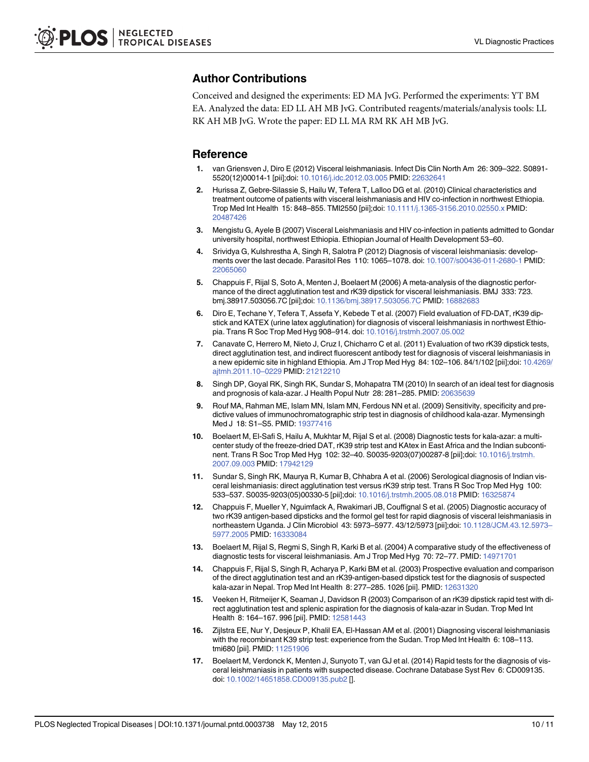## Author Contributions

Conceived and designed the experiments: ED MA JvG. Performed the experiments: YT BM EA. Analyzed the data: ED LL AH MB JvG. Contributed reagents/materials/analysis tools: LL RK AH MB JvG. Wrote the paper: ED LL MA RM RK AH MB JvG.

## Reference

1. van Griensven J, Diro E (2012) Visceral leishmaniasis. Infect Dis Clin North Am 26: 309–322. S0891-5520(12)00014-1 [pii];doi: 10.1016/j.idc.2012.03.005 PMID: 22632641
2. Hurissa Z, Gebre-Silassie S, Hailu W, Tefera T, Lalloo DG et al. (2010) Clinical characteristics and treatment outcome of patients with visceral leishmaniasis and HIV co-infection in northwest Ethiopia. Trop Med Int Health 15: 848–855. TMI2550 [pii];doi: 10.1111/j.1365-3156.2010.02550.x PMID: 20487426
3. Mengistu G, Ayele B (2007) Visceral Leishmaniasis and HIV co-infection in patients admitted to Gondar university hospital, northwest Ethiopia. Ethiopian Journal of Health Development 53–60.
4. Srividya G, Kulshrestha A, Singh R, Salotra P (2012) Diagnosis of visceral leishmaniasis: developments over the last decade. Parasitol Res 110: 1065–1078. doi: 10.1007/s00436-011-2680-1 PMID: 22065060
5. Chappuis F, Rijal S, Soto A, Menten J, Boelaert M (2006) A meta-analysis of the diagnostic performance of the direct agglutination test and rK39 dipstick for visceral leishmaniasis. BMJ 333: 723. bmj.38917.503056.7C [pii];doi: 10.1136/bmj.38917.503056.7C PMID: 16882683
6. Diro E, Techane Y, Tefera T, Assefa Y, Kebede T et al. (2007) Field evaluation of FD-DAT, rK39 dipstick and KATEX (urine latex agglutination) for diagnosis of visceral leishmaniasis in northwest Ethiopia. Trans R Soc Trop Med Hyg 908–914. doi: 10.1016/j.trstmh.2007.05.002
7. Canavate C, Herrero M, Nieto J, Cruz I, Chicharro C et al. (2011) Evaluation of two rK39 dipstick tests, direct agglutination test, and indirect fluorescent antibody test for diagnosis of visceral leishmaniasis in a new epidemic site in highland Ethiopia. Am J Trop Med Hyg 84: 102–106. 84/1/102 [pii];doi: 10.4269/ajtmh.2011.10–0229 PMID: 21212210
8. Singh DP, Goyal RK, Singh RK, Sundar S, Mohapatra TM (2010) In search of an ideal test for diagnosis and prognosis of kala-azar. J Health Popul Nutr 28: 281–285. PMID: 20635639
9. Rouf MA, Rahman ME, Islam MN, Islam MN, Ferdous NN et al. (2009) Sensitivity, specificity and predictive values of immunochromatographic strip test in diagnosis of childhood kala-azar. Mymensingh Med J 18: S1–S5. PMID: 19377416
10. Boelaert M, El-Safi S, Hailu A, Mukhtar M, Rijal S et al. (2008) Diagnostic tests for kala-azar: a multi-center study of the freeze-dried DAT, rK39 strip test and KAtex in East Africa and the Indian subcontinent. Trans R Soc Trop Med Hyg 102: 32–40. S0035-9203(07)00287-8 [pii];doi: 10.1016/j.trstmh.2007.09.003 PMID: 17942129
11. Sundar S, Singh RK, Maurya R, Kumar B, Chhabra A et al. (2006) Serological diagnosis of Indian visceral leishmaniasis: direct agglutination test versus rK39 strip test. Trans R Soc Trop Med Hyg 100: 533–537. S0035-9203(05)00330-5 [pii];doi: 10.1016/j.trstmh.2005.08.018 PMID: 16325874
12. Chappuis F, Mueller Y, Nguimfack A, Rwakimari JB, Couffignal S et al. (2005) Diagnostic accuracy of two rK39 antigen-based dipsticks and the formol gel test for rapid diagnosis of visceral leishmaniasis in northeastern Uganda. J Clin Microbiol 43: 5973–5977. 43/12/5973 [pii];doi: 10.1128/JCM.43.12.5973–5977.2005 PMID: 16333084
13. Boelaert M, Rijal S, Regmi S, Singh R, Karki B et al. (2004) A comparative study of the effectiveness of diagnostic tests for visceral leishmaniasis. Am J Trop Med Hyg 70: 72–77. PMID: 14971701
14. Chappuis F, Rijal S, Singh R, Acharya P, Karki BM et al. (2003) Prospective evaluation and comparison of the direct agglutination test and an rK39-antigen-based dipstick test for the diagnosis of suspected kala-azar in Nepal. Trop Med Int Health 8: 277–285. 1026 [pii]. PMID: 12631320
15. Veeken H, Ritmeijer K, Seaman J, Davidson R (2003) Comparison of an rK39 dipstick rapid test with direct agglutination test and splenic aspiration for the diagnosis of kala-azar in Sudan. Trop Med Int Health 8: 164–167. 996 [pii]. PMID: 12581443
16. Zijlstra EE, Nur Y, Desjeux P, Khalil EA, El-Hassan AM et al. (2001) Diagnosing visceral leishmaniasis with the recombinant K39 strip test: experience from the Sudan. Trop Med Int Health 6: 108–113. tmi680 [pii]. PMID: 11251906
17. Boelaert M, Verdonck K, Menten J, Sunyoto T, van GJ et al. (2014) Rapid tests for the diagnosis of visceral leishmaniasis in patients with suspected disease. Cochrane Database Syst Rev 6: CD009135. doi: 10.1002/14651858.CD009135.pub2 [].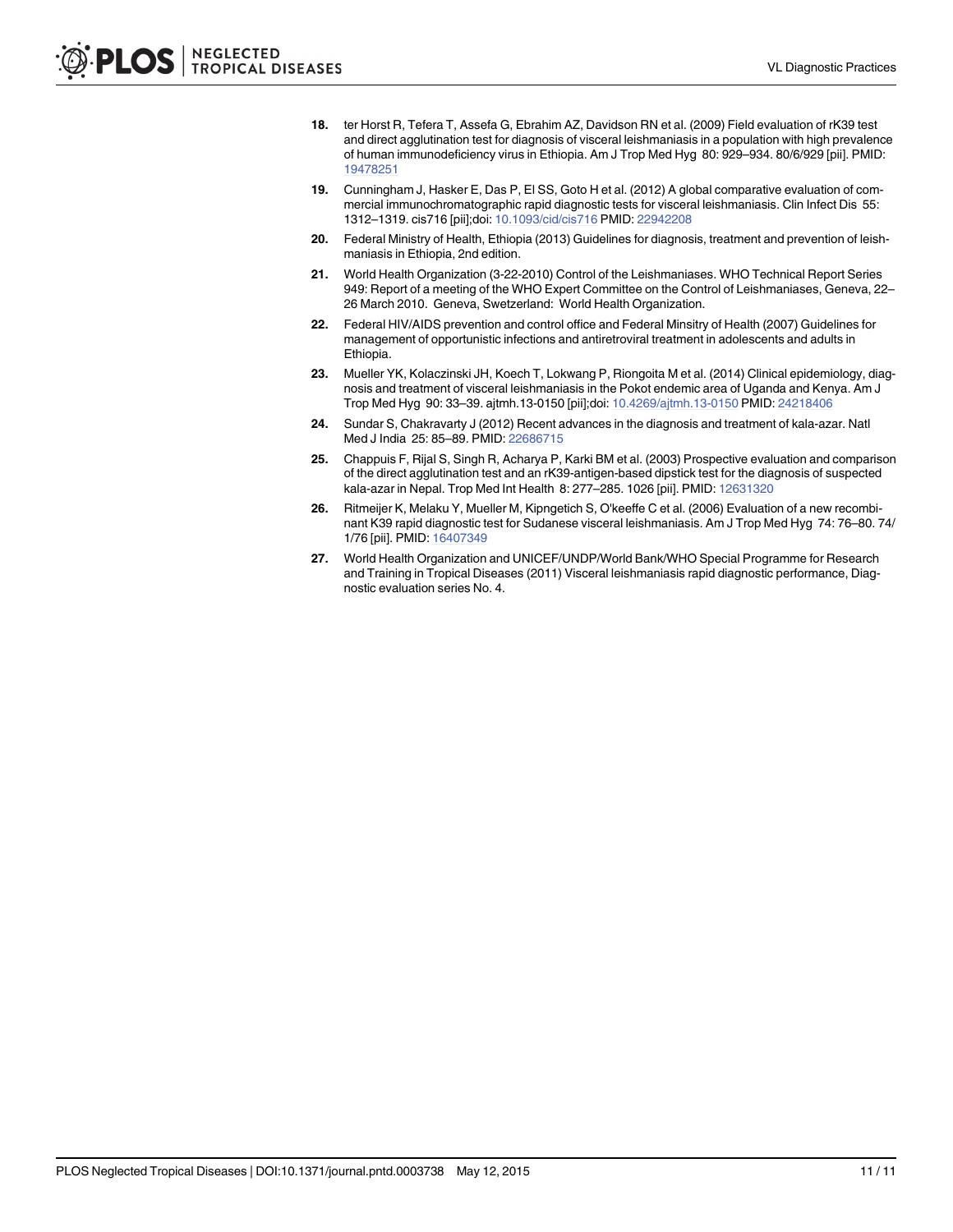18. ter Horst R, Tefera T, Assefa G, Ebrahim AZ, Davidson RN et al. (2009) Field evaluation of rK39 test and direct agglutination test for diagnosis of visceral leishmaniasis in a population with high prevalence of human immunodeficiency virus in Ethiopia. Am J Trop Med Hyg 80: 929–934. 80/6/929 [pii]. PMID: 19478251

19. Cunningham J, Hasker E, Das P, El SS, Goto H et al. (2012) A global comparative evaluation of commercial immunochromatographic rapid diagnostic tests for visceral leishmaniasis. Clin Infect Dis 55: 1312–1319. cis716 [pii];doi: 10.1093/cid/cis716 PMID: 22942208

20. Federal Ministry of Health, Ethiopia (2013) Guidelines for diagnosis, treatment and prevention of leishmaniasis in Ethiopia, 2nd edition.

21. World Health Organization (3-22-2010) Control of the Leishmaniases. WHO Technical Report Series 949: Report of a meeting of the WHO Expert Committee on the Control of Leishmaniases, Geneva, 22–26 March 2010. Geneva, Swetzerland: World Health Organization.

22. Federal HIV/AIDS prevention and control office and Federal Minsitry of Health (2007) Guidelines for management of opportunistic infections and antiretroviral treatment in adolescents and adults in Ethiopia.

23. Mueller YK, Kolaczinski JH, Koech T, Lokwang P, Riongoita M et al. (2014) Clinical epidemiology, diagnosis and treatment of visceral leishmaniasis in the Pokot endemic area of Uganda and Kenya. Am J Trop Med Hyg 90: 33–39. ajtmh.13-0150 [pii];doi: 10.4269/ajtmh.13-0150 PMID: 24218406

24. Sundar S, Chakravarty J (2012) Recent advances in the diagnosis and treatment of kala-azar. Natl Med J India 25: 85–89. PMID: 22686715

25. Chappuis F, Rijal S, Singh R, Acharya P, Karki BM et al. (2003) Prospective evaluation and comparison of the direct agglutination test and an rK39-antigen-based dipstick test for the diagnosis of suspected kala-azar in Nepal. Trop Med Int Health 8: 277–285. 1026 [pii]. PMID: 12631320

26. Ritmeijer K, Melaku Y, Mueller M, Kipngetich S, O'keeffe C et al. (2006) Evaluation of a new recombinant K39 rapid diagnostic test for Sudanese visceral leishmaniasis. Am J Trop Med Hyg 74: 76–80. 74/1/76 [pii]. PMID: 16407349

27. World Health Organization and UNICEF/UNDP/World Bank/WHO Special Programme for Research and Training in Tropical Diseases (2011) Visceral leishmaniasis rapid diagnostic performance, Diagnostic evaluation series No. 4.